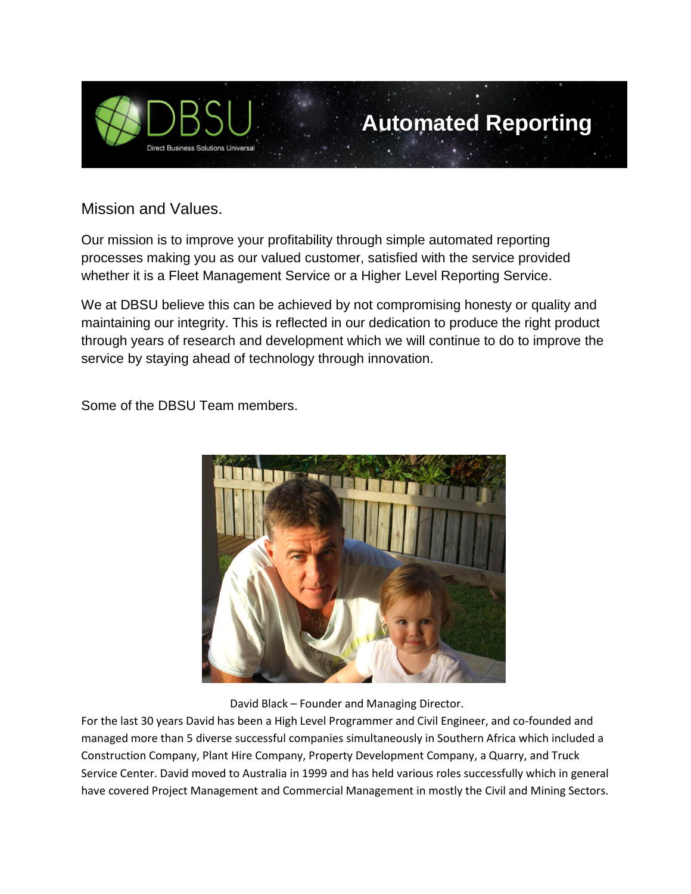# DBSU Automated Reporting

Direct Business Solutions Universal

## Mission and Values.

Our mission is to improve your profitability through simple automated reporting processes making you as our valued customer, satisfied with the service provided whether it is a Fleet Management Service or a Higher Level Reporting Service.

We at DBSU believe this can be achieved by not compromising honesty or quality and maintaining our integrity. This is reflected in our dedication to produce the right product through years of research and development which we will continue to do to improve the service by staying ahead of technology through innovation.

Some of the DBSU Team members.

David Black – Founder and Managing Director.

For the last 30 years David has been a High Level Programmer and Civil Engineer, and co-founded and managed more than 5 diverse successful companies simultaneously in Southern Africa which included a Construction Company, Plant Hire Company, Property Development Company, a Quarry, and Truck Service Center. David moved to Australia in 1999 and has held various roles successfully which in general have covered Project Management and Commercial Management in mostly the Civil and Mining Sectors.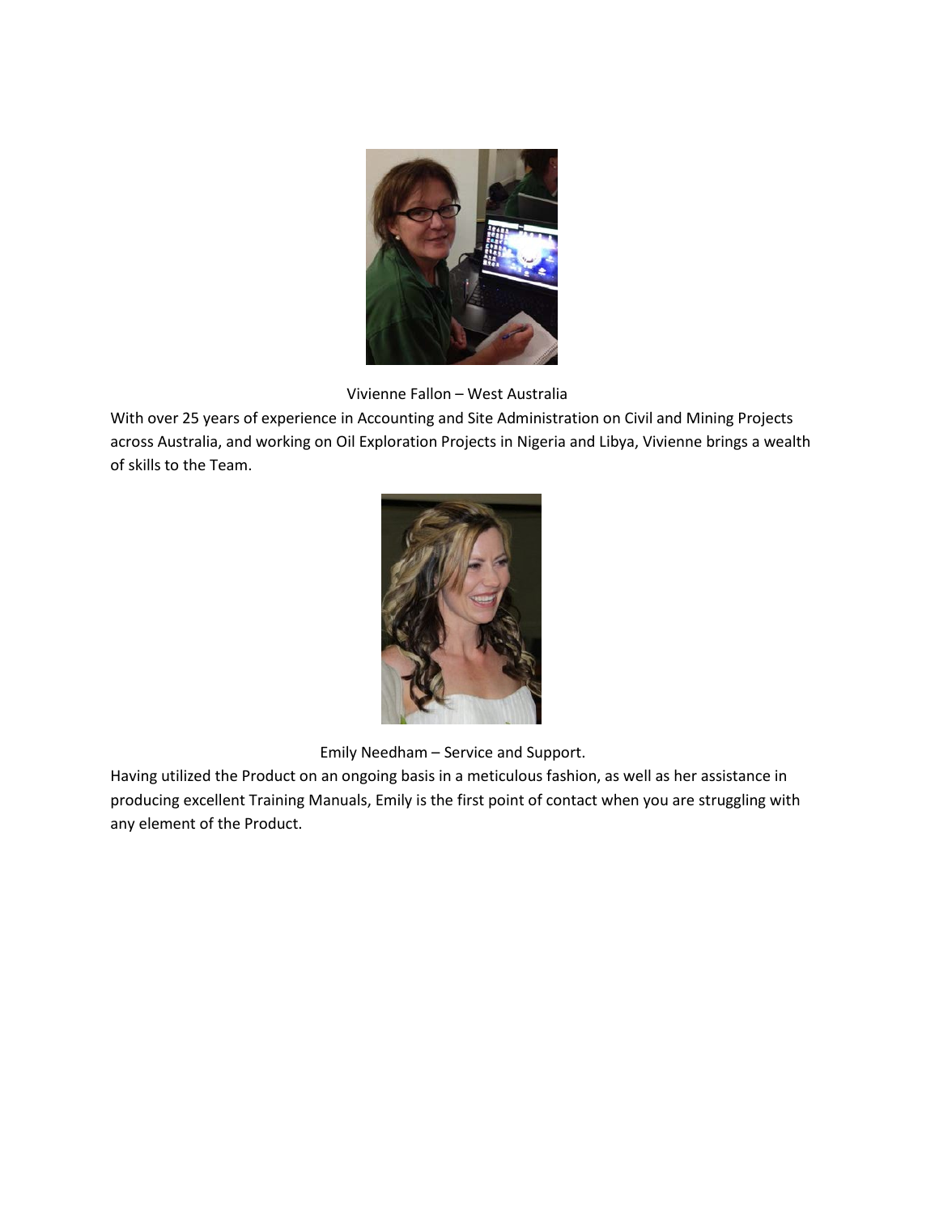Vivienne Fallon – West Australia

With over 25 years of experience in Accounting and Site Administration on Civil and Mining Projects across Australia, and working on Oil Exploration Projects in Nigeria and Libya, Vivienne brings a wealth of skills to the Team.

Emily Needham – Service and Support.

Having utilized the Product on an ongoing basis in a meticulous fashion, as well as her assistance in producing excellent Training Manuals, Emily is the first point of contact when you are struggling with any element of the Product.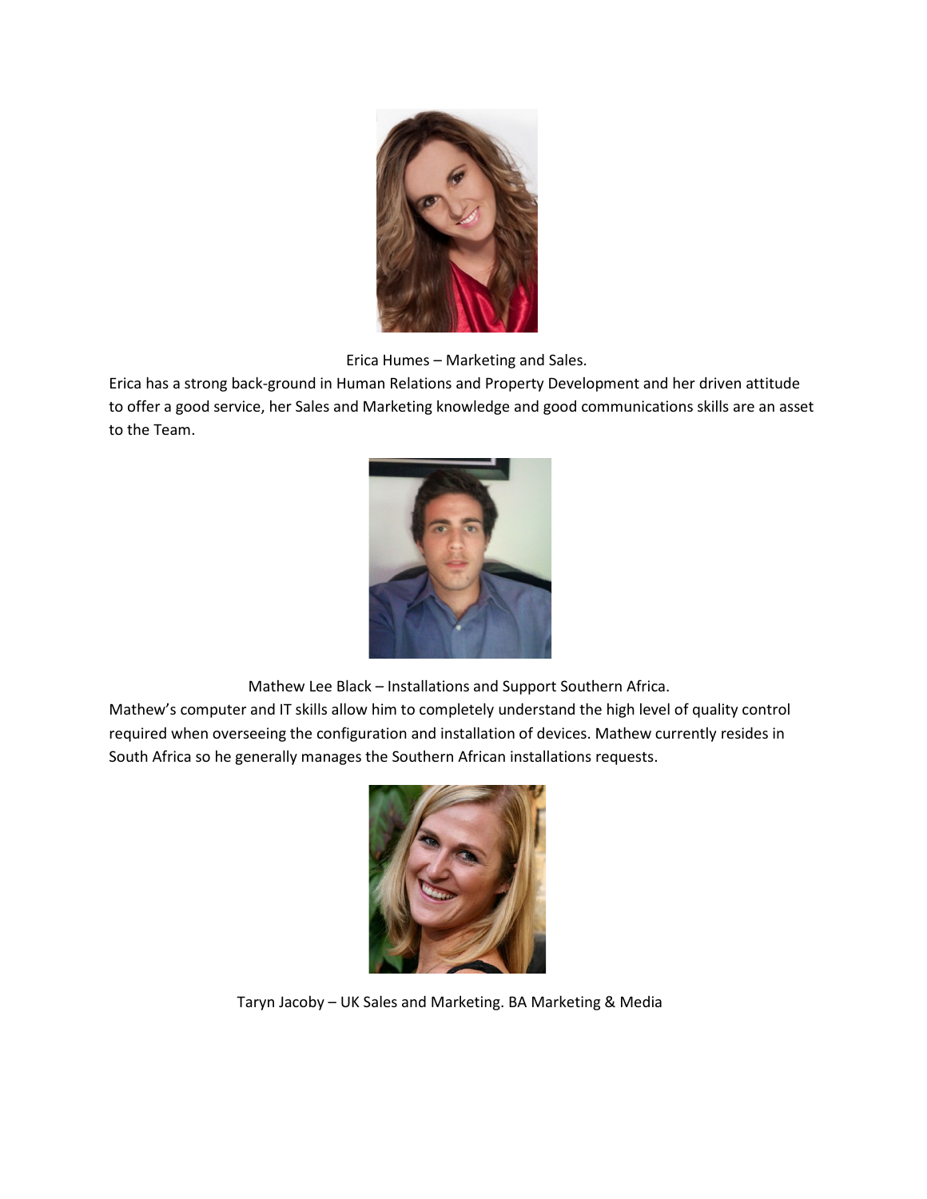Erica Humes – Marketing and Sales.

Erica has a strong back-ground in Human Relations and Property Development and her driven attitude to offer a good service, her Sales and Marketing knowledge and good communications skills are an asset to the Team.

Mathew Lee Black – Installations and Support Southern Africa.

Mathew's computer and IT skills allow him to completely understand the high level of quality control required when overseeing the configuration and installation of devices. Mathew currently resides in South Africa so he generally manages the Southern African installations requests.

Taryn Jacoby – UK Sales and Marketing. BA Marketing & Media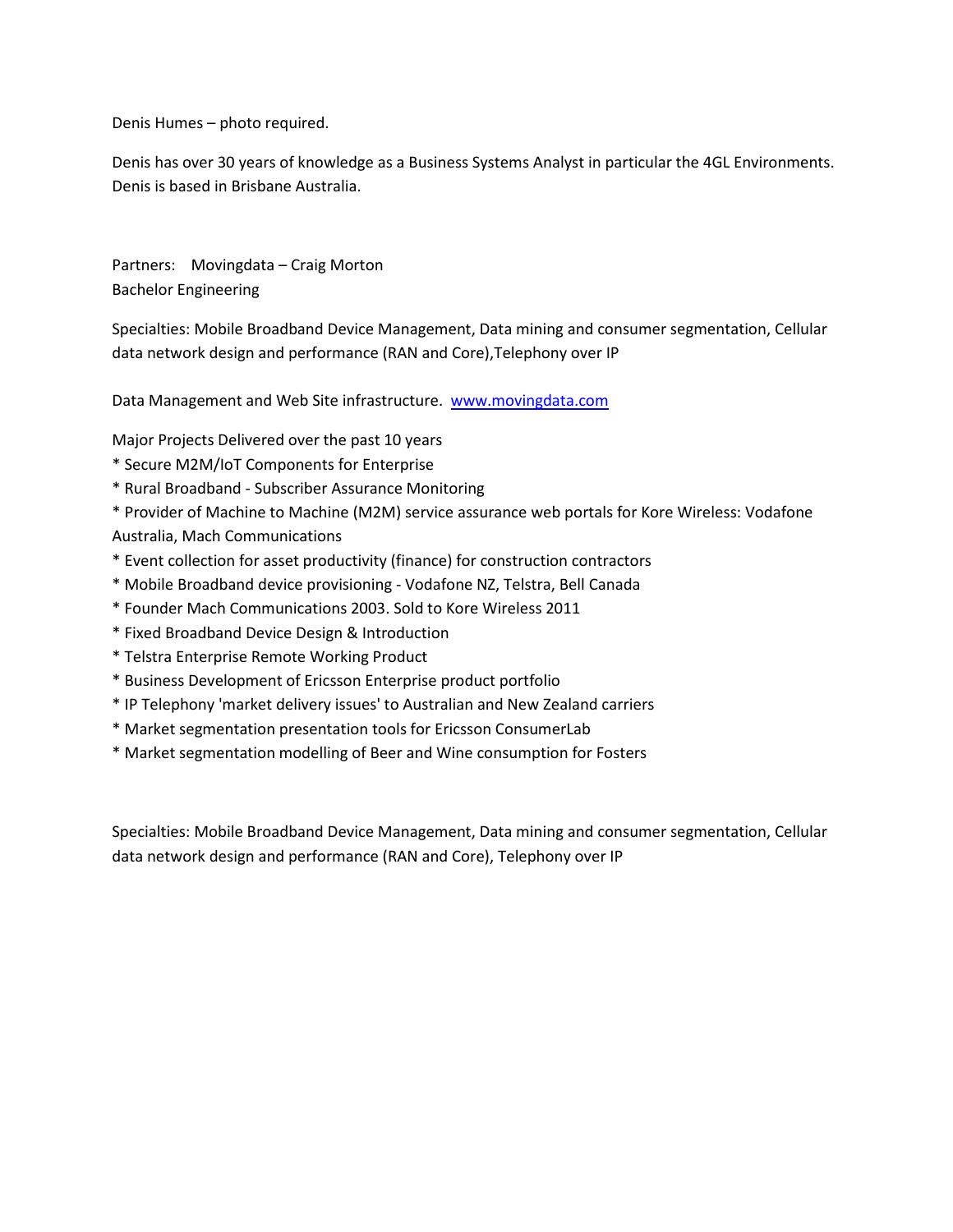Denis Humes – photo required.

Denis has over 30 years of knowledge as a Business Systems Analyst in particular the 4GL Environments. Denis is based in Brisbane Australia.

Partners: Movingdata – Craig Morton
Bachelor Engineering

Specialties: Mobile Broadband Device Management, Data mining and consumer segmentation, Cellular data network design and performance (RAN and Core),Telephony over IP

Data Management and Web Site infrastructure. [www.movingdata.com](http://www.movingdata.com)

Major Projects Delivered over the past 10 years
* Secure M2M/IoT Components for Enterprise
* Rural Broadband - Subscriber Assurance Monitoring
* Provider of Machine to Machine (M2M) service assurance web portals for Kore Wireless: Vodafone Australia, Mach Communications
* Event collection for asset productivity (finance) for construction contractors
* Mobile Broadband device provisioning - Vodafone NZ, Telstra, Bell Canada
* Founder Mach Communications 2003. Sold to Kore Wireless 2011
* Fixed Broadband Device Design & Introduction
* Telstra Enterprise Remote Working Product
* Business Development of Ericsson Enterprise product portfolio
* IP Telephony 'market delivery issues' to Australian and New Zealand carriers
* Market segmentation presentation tools for Ericsson ConsumerLab
* Market segmentation modelling of Beer and Wine consumption for Fosters

Specialties: Mobile Broadband Device Management, Data mining and consumer segmentation, Cellular data network design and performance (RAN and Core), Telephony over IP